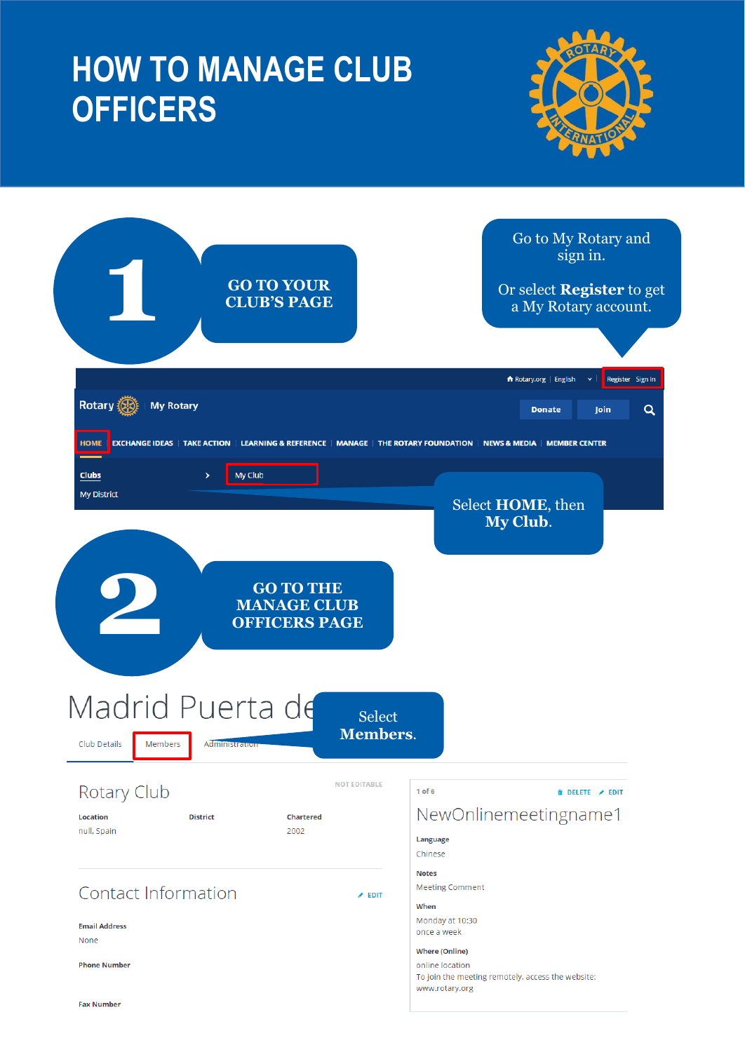# HOW TO MANAGE CLUB OFFICERS

## 1 GO TO YOUR CLUB'S PAGE

Go to My Rotary and sign in.

Or select **Register** to get a My Rotary account.

Rotary.org | English | Register Sign In

Rotary My Rotary

Donate | Join

HOME | EXCHANGE IDEAS | TAKE ACTION | LEARNING & REFERENCE | MANAGE | THE ROTARY FOUNDATION | NEWS & MEDIA | MEMBER CENTER

Clubs > My Club

My District

Select **HOME**, then **My Club**.

## 2 GO TO THE MANAGE CLUB OFFICERS PAGE

Madrid Puerta de

Club Details | Members | Administration

Select **Members**.

Rotary Club

NOT EDITABLE

Location: null, Spain

District

Chartered: 2002

Contact Information — EDIT

Email Address: None

Phone Number

Fax Number

1 of 6 — DELETE — EDIT

NewOnlinemeetingname1

Language: Chinese

Notes: Meeting Comment

When: Monday at 10:30 once a week

Where (Online): online location

To join the meeting remotely, access the website: www.rotary.org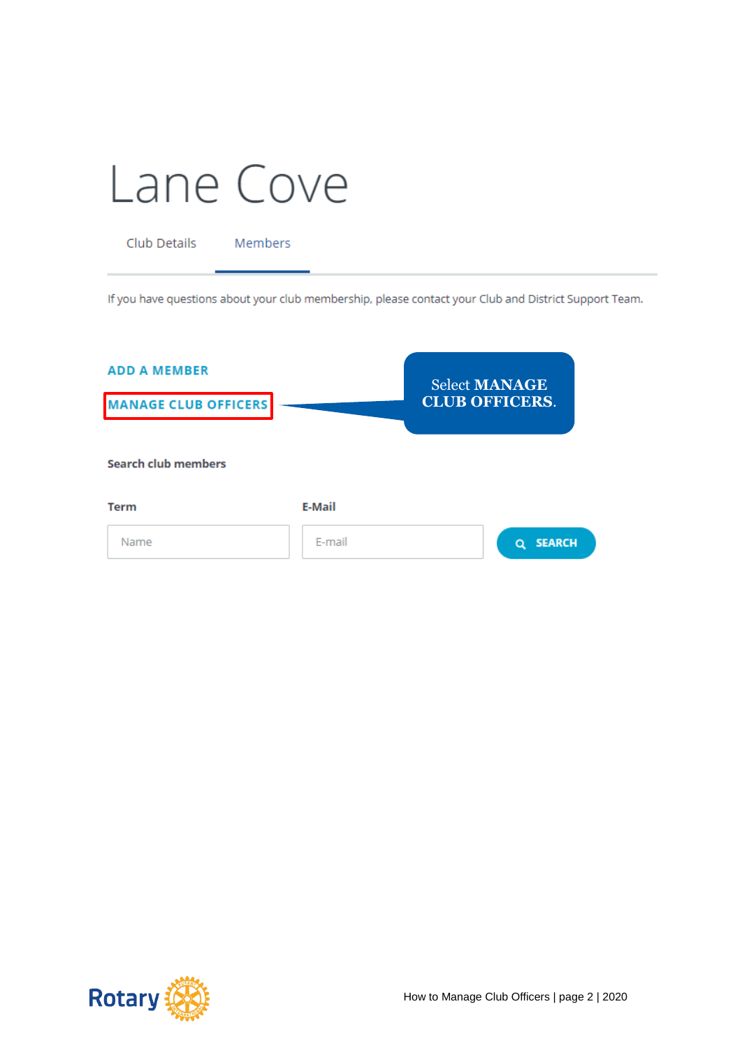# Lane Cove

Club Details | Members

If you have questions about your club membership, please contact your Club and District Support Team.

ADD A MEMBER

MANAGE CLUB OFFICERS

Select **MANAGE CLUB OFFICERS**.

**Search club members**

**Term**

Name

**E-Mail**

E-mail

SEARCH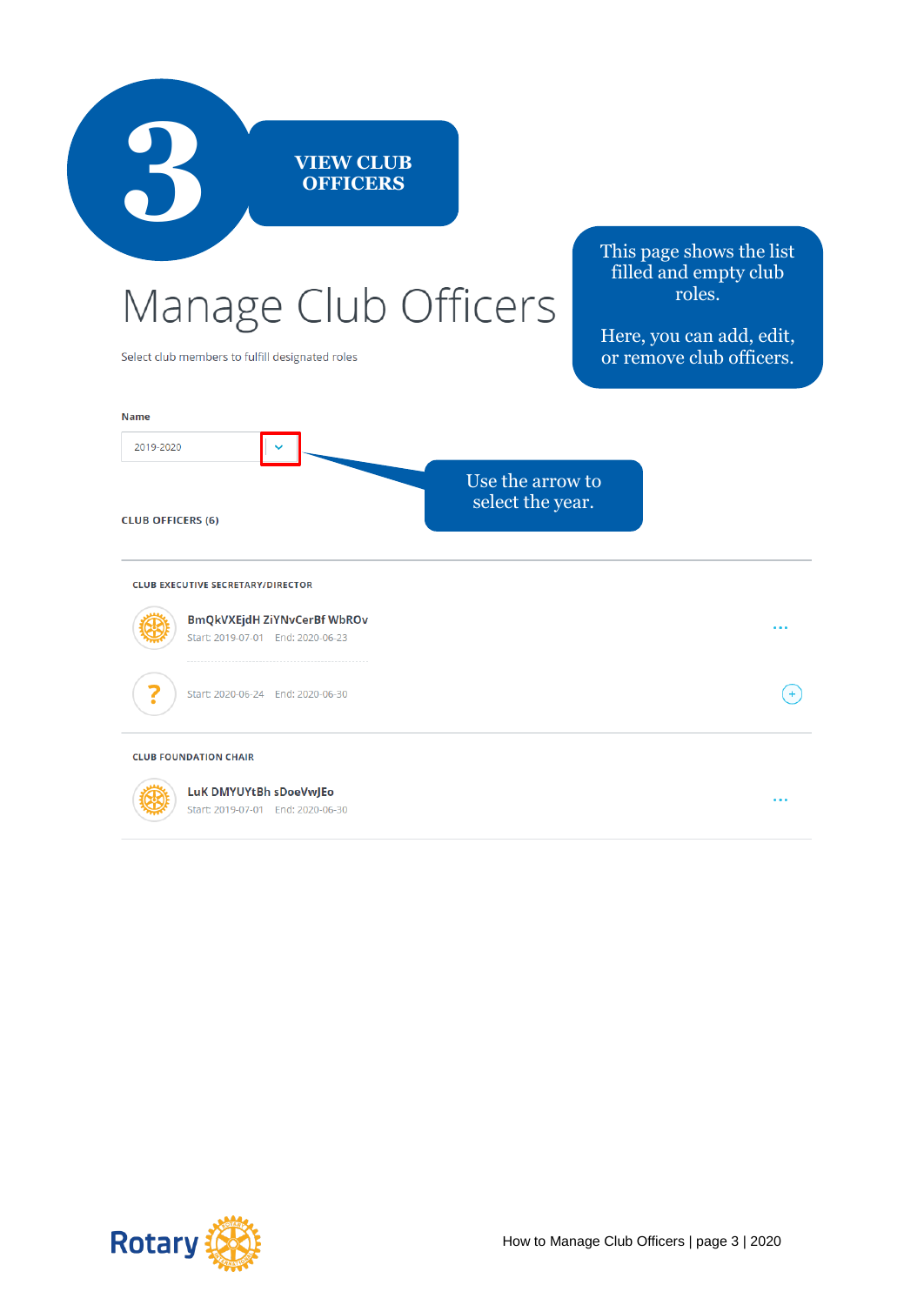# 3 VIEW CLUB OFFICERS

This page shows the list filled and empty club roles.

Here, you can add, edit, or remove club officers.

## Manage Club Officers

Select club members to fulfill designated roles

**Name**

2019-2020

Use the arrow to select the year.

**CLUB OFFICERS (6)**

**CLUB EXECUTIVE SECRETARY/DIRECTOR**

**BmQkVXEjdH ZiYNvCerBf WbROv**
Start: 2019-07-01 End: 2020-06-23

Start: 2020-06-24 End: 2020-06-30

**CLUB FOUNDATION CHAIR**

**LuK DMYUYtBh sDoeVwJEo**
Start: 2019-07-01 End: 2020-06-30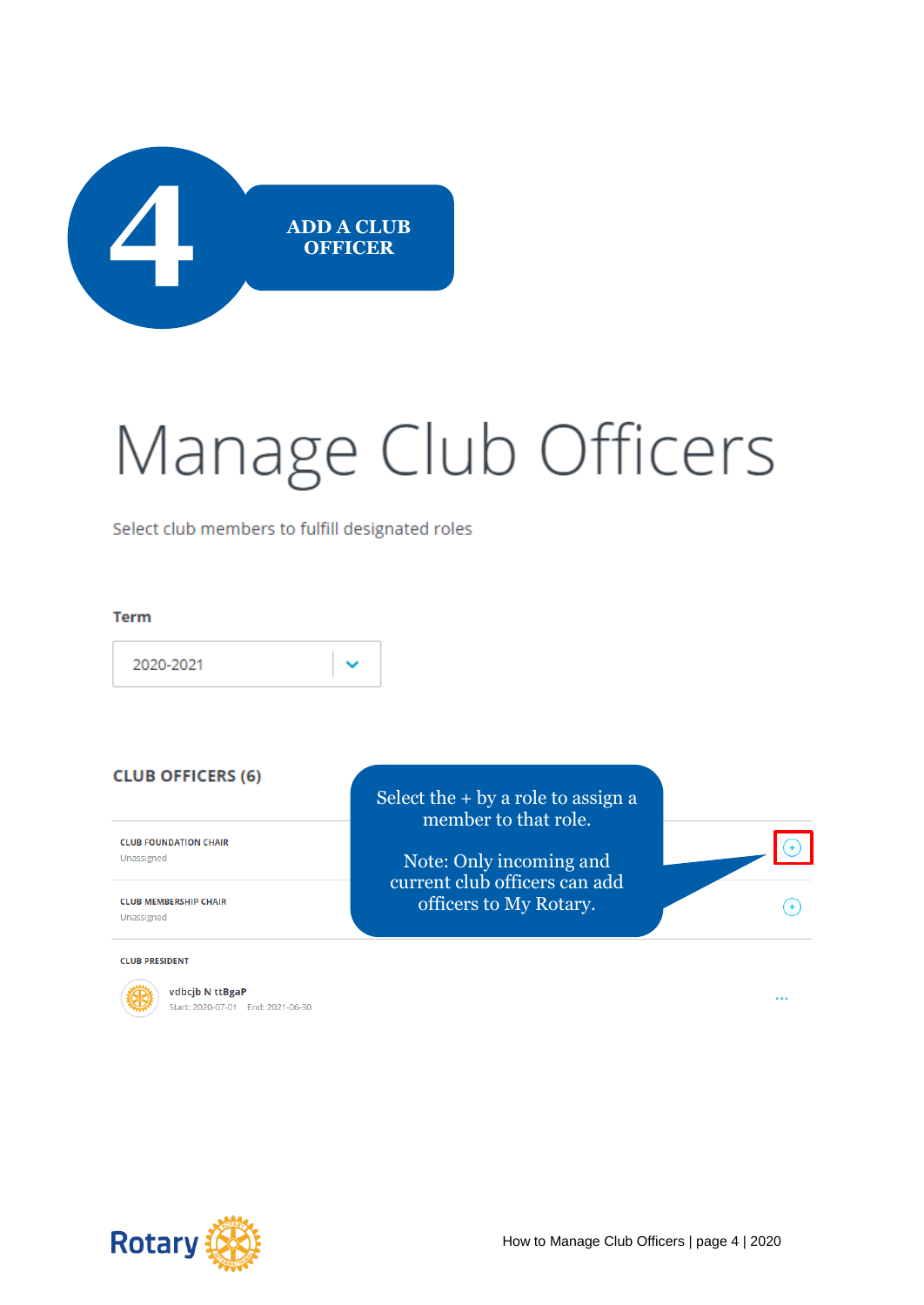# 4 ADD A CLUB OFFICER

# Manage Club Officers

Select club members to fulfill designated roles

**Term**

2020-2021

**CLUB OFFICERS (6)**

Select the + by a role to assign a member to that role.

Note: Only incoming and current club officers can add officers to My Rotary.

CLUB FOUNDATION CHAIR
Unassigned

CLUB MEMBERSHIP CHAIR
Unassigned

CLUB PRESIDENT

vdbcjb N ttBgaP
Start: 2020-07-01 End: 2021-06-30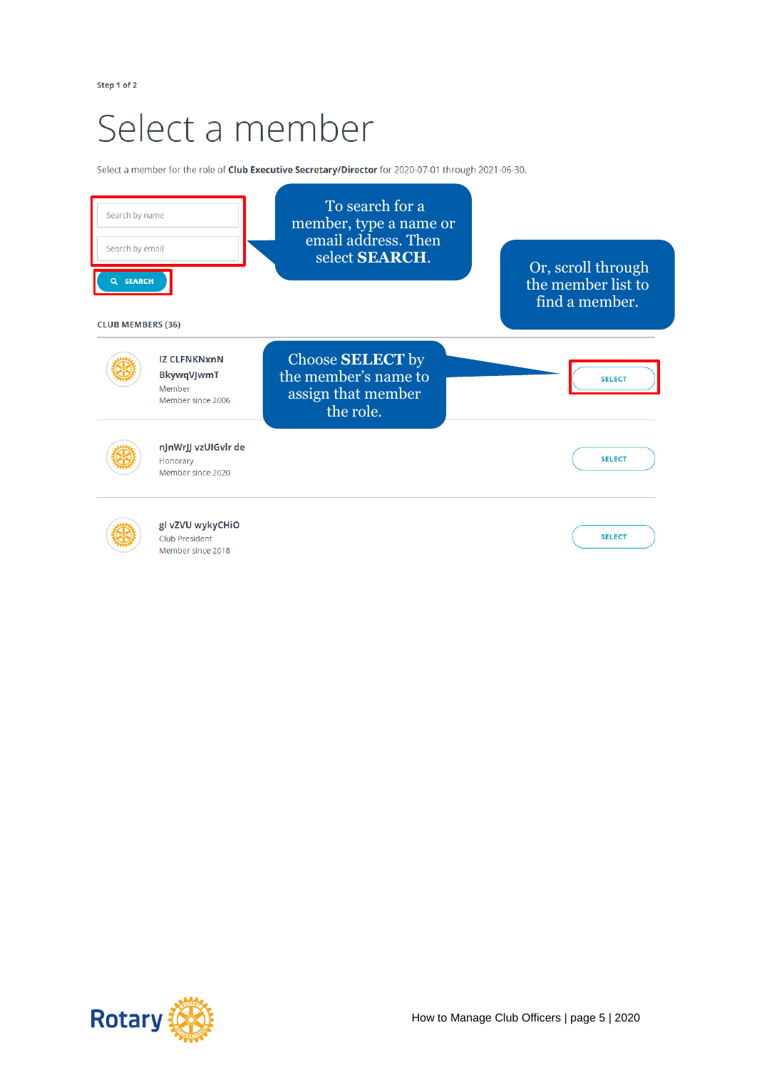Step 1 of 2

# Select a member

Select a member for the role of **Club Executive Secretary/Director** for 2020-07-01 through 2021-06-30.

Search by name

Search by email

SEARCH

To search for a member, type a name or email address. Then select **SEARCH**.

Or, scroll through the member list to find a member.

CLUB MEMBERS (36)

**IZ CLFNKNxnN BkywqVJwmT**
Member
Member since 2006

Choose **SELECT** by the member's name to assign that member the role.

SELECT

**nJnWrJJ vzUIGvlr de**
Honorary
Member since 2020

SELECT

**gl vZVU wykyCHiO**
Club President
Member since 2018

SELECT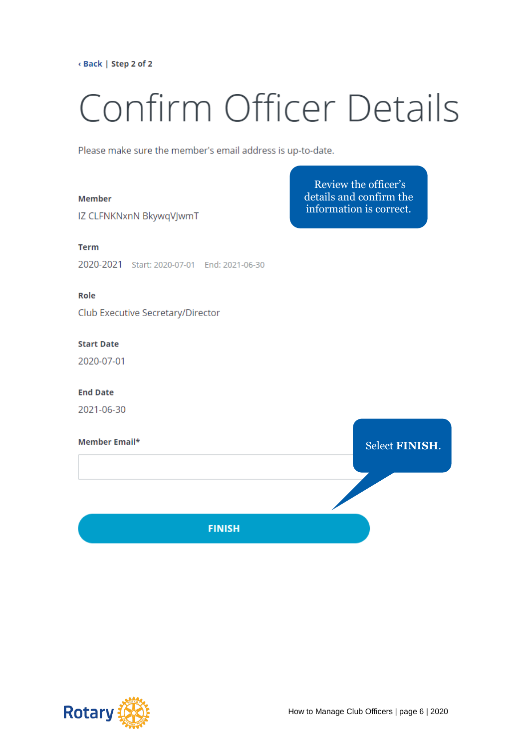‹ Back | Step 2 of 2

# Confirm Officer Details

Please make sure the member's email address is up-to-date.

Review the officer's details and confirm the information is correct.

**Member**

IZ CLFNKNxnN BkywqVJwmT

**Term**

2020-2021 Start: 2020-07-01 End: 2021-06-30

**Role**

Club Executive Secretary/Director

**Start Date**

2020-07-01

**End Date**

2021-06-30

**Member Email***

Select **FINISH**.

**FINISH**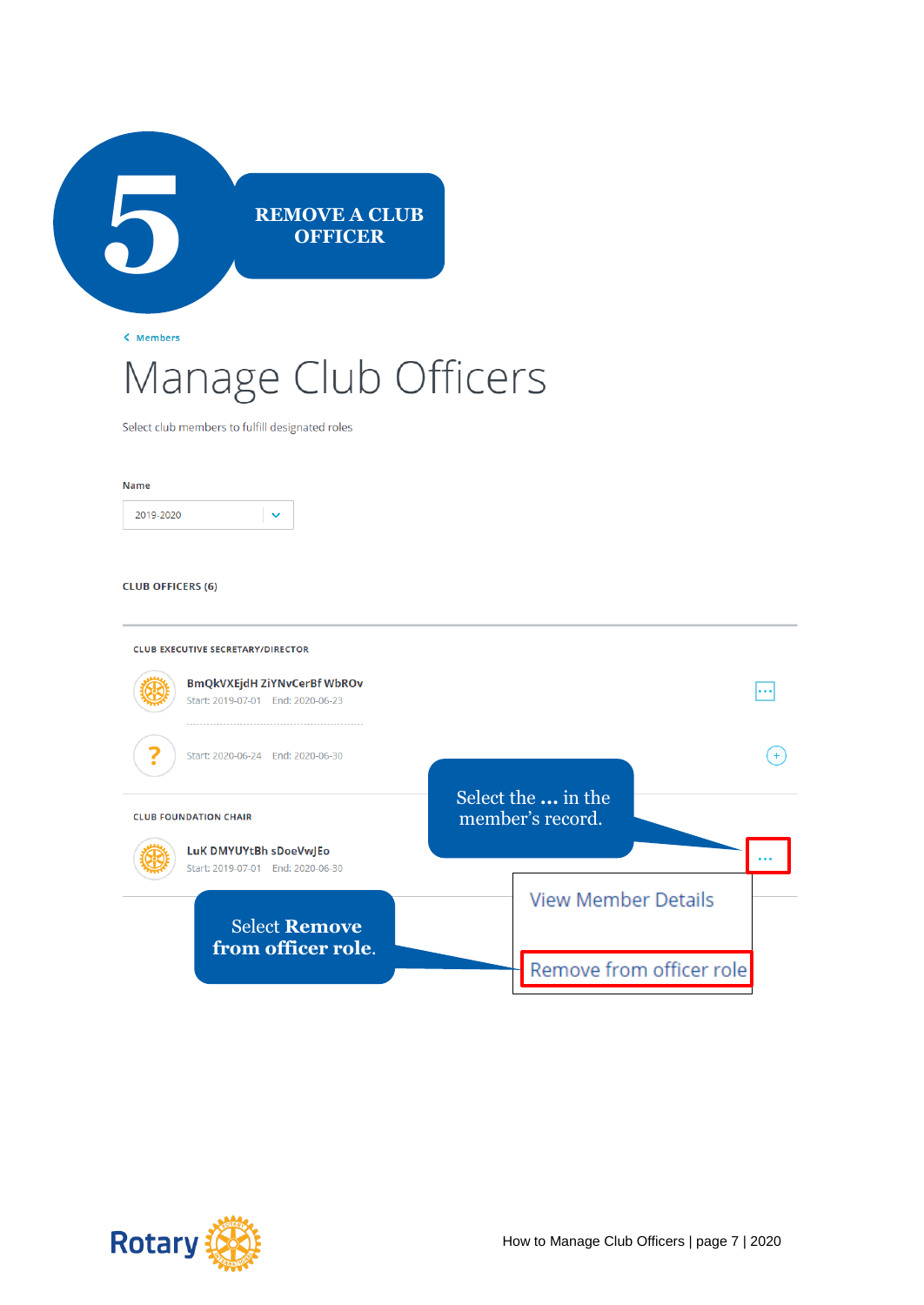# 5 REMOVE A CLUB OFFICER

< Members

## Manage Club Officers

Select club members to fulfill designated roles

Name

2019-2020

CLUB OFFICERS (6)

CLUB EXECUTIVE SECRETARY/DIRECTOR

BmQkVXEjdH ZiYNvCerBf WbROv
Start: 2019-07-01 End: 2020-06-23

Start: 2020-06-24 End: 2020-06-30

CLUB FOUNDATION CHAIR

LuK DMYUYtBh sDoeVwJEo
Start: 2019-07-01 End: 2020-06-30

Select the **...** in the member's record.

View Member Details

Remove from officer role

Select **Remove from officer role**.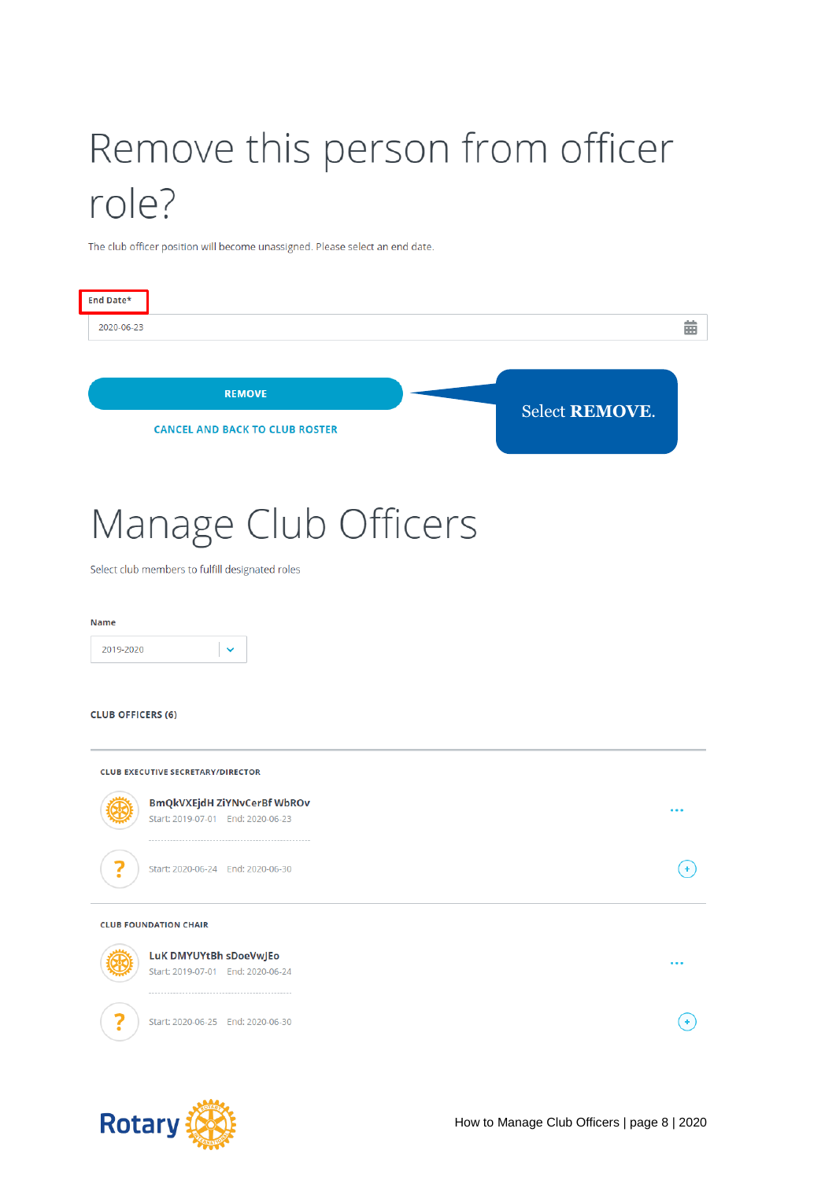# Remove this person from officer role?

The club officer position will become unassigned. Please select an end date.

End Date*

2020-06-23

REMOVE

CANCEL AND BACK TO CLUB ROSTER

Select **REMOVE**.

# Manage Club Officers

Select club members to fulfill designated roles

Name

2019-2020

CLUB OFFICERS (6)

CLUB EXECUTIVE SECRETARY/DIRECTOR

**BmQkVXEjdH ZiYNvCerBf WbROv**

Start: 2019-07-01 End: 2020-06-23

Start: 2020-06-24 End: 2020-06-30

CLUB FOUNDATION CHAIR

**LuK DMYUYtBh sDoeVwJEo**

Start: 2019-07-01 End: 2020-06-24

Start: 2020-06-25 End: 2020-06-30